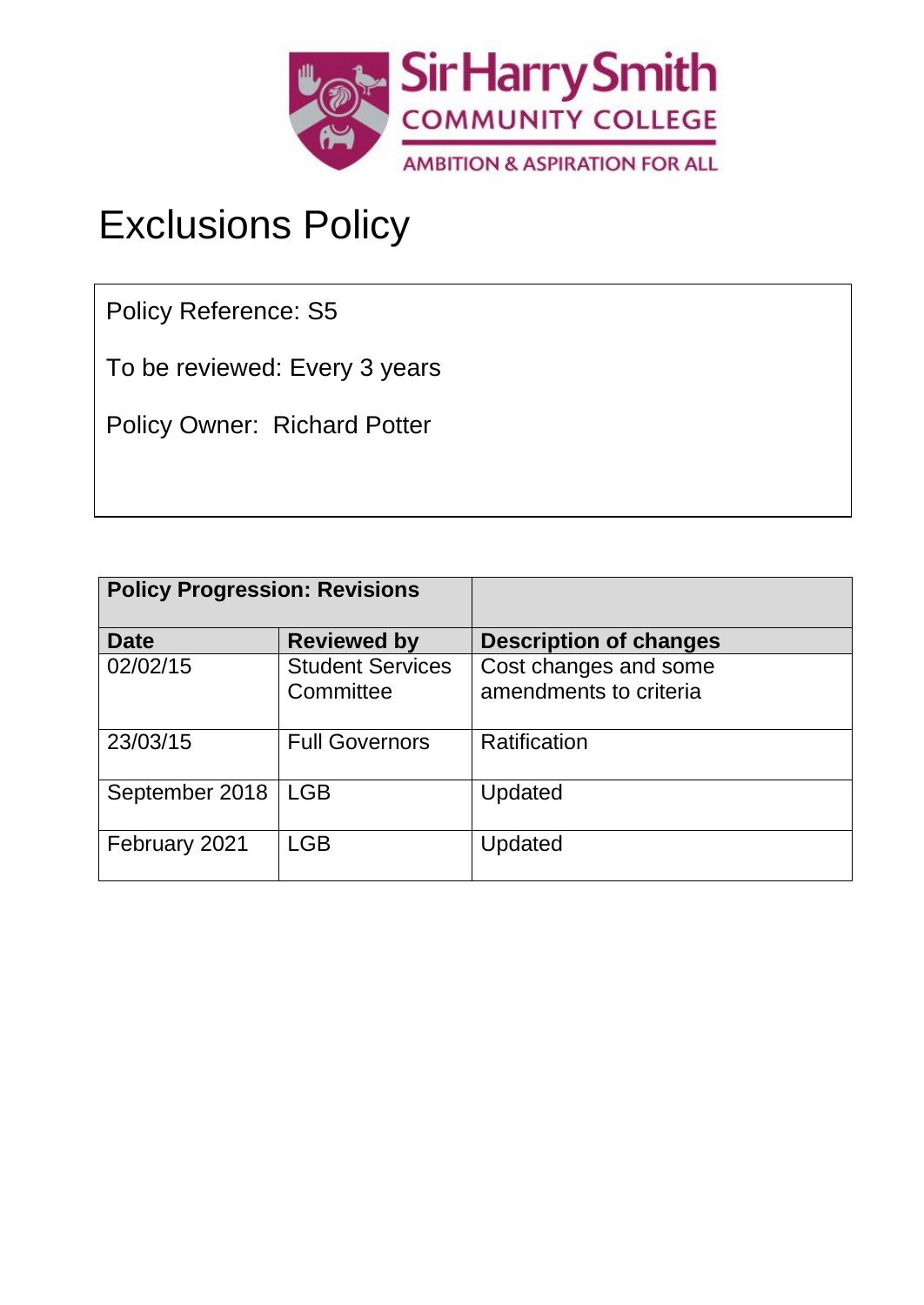Sir Harry Smith COMMUNITY COLLEGE

AMBITION & ASPIRATION FOR ALL

# Exclusions Policy

Policy Reference: S5

To be reviewed: Every 3 years

Policy Owner: Richard Potter

| **Policy Progression: Revisions** | | |
|---|---|---|
| **Date** | **Reviewed by** | **Description of changes** |
| 02/02/15 | Student Services Committee | Cost changes and some amendments to criteria |
| 23/03/15 | Full Governors | Ratification |
| September 2018 | LGB | Updated |
| February 2021 | LGB | Updated |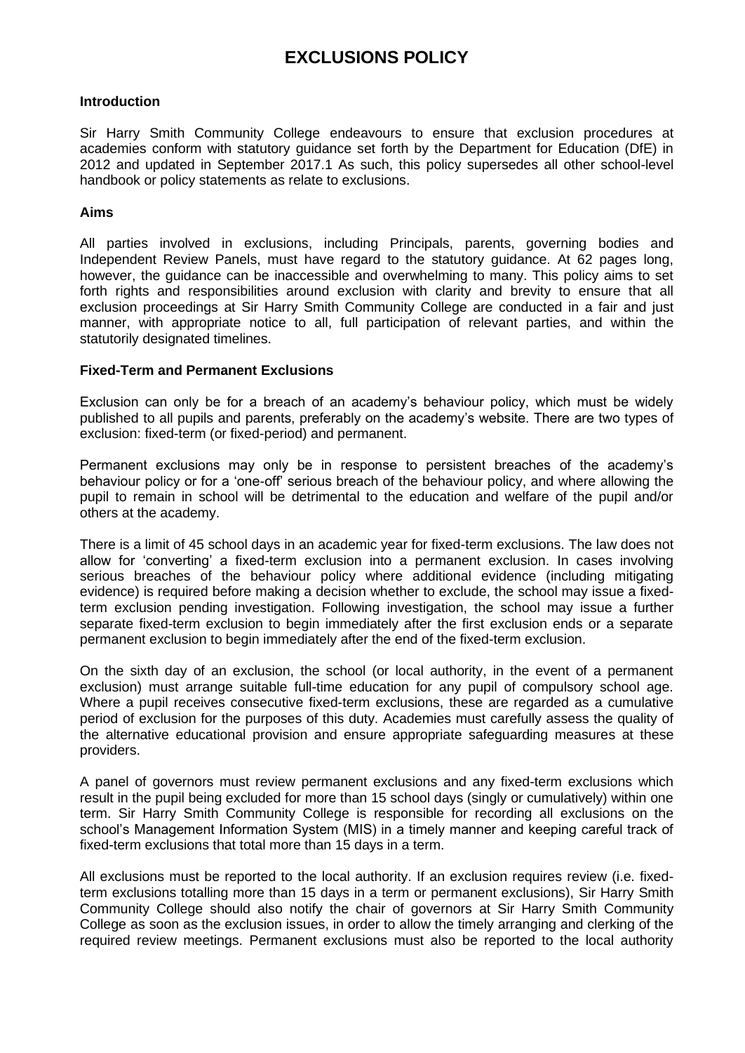# EXCLUSIONS POLICY

**Introduction**

Sir Harry Smith Community College endeavours to ensure that exclusion procedures at academies conform with statutory guidance set forth by the Department for Education (DfE) in 2012 and updated in September 2017.1 As such, this policy supersedes all other school-level handbook or policy statements as relate to exclusions.

**Aims**

All parties involved in exclusions, including Principals, parents, governing bodies and Independent Review Panels, must have regard to the statutory guidance. At 62 pages long, however, the guidance can be inaccessible and overwhelming to many. This policy aims to set forth rights and responsibilities around exclusion with clarity and brevity to ensure that all exclusion proceedings at Sir Harry Smith Community College are conducted in a fair and just manner, with appropriate notice to all, full participation of relevant parties, and within the statutorily designated timelines.

**Fixed-Term and Permanent Exclusions**

Exclusion can only be for a breach of an academy's behaviour policy, which must be widely published to all pupils and parents, preferably on the academy's website. There are two types of exclusion: fixed-term (or fixed-period) and permanent.

Permanent exclusions may only be in response to persistent breaches of the academy's behaviour policy or for a 'one-off' serious breach of the behaviour policy, and where allowing the pupil to remain in school will be detrimental to the education and welfare of the pupil and/or others at the academy.

There is a limit of 45 school days in an academic year for fixed-term exclusions. The law does not allow for 'converting' a fixed-term exclusion into a permanent exclusion. In cases involving serious breaches of the behaviour policy where additional evidence (including mitigating evidence) is required before making a decision whether to exclude, the school may issue a fixed-term exclusion pending investigation. Following investigation, the school may issue a further separate fixed-term exclusion to begin immediately after the first exclusion ends or a separate permanent exclusion to begin immediately after the end of the fixed-term exclusion.

On the sixth day of an exclusion, the school (or local authority, in the event of a permanent exclusion) must arrange suitable full-time education for any pupil of compulsory school age. Where a pupil receives consecutive fixed-term exclusions, these are regarded as a cumulative period of exclusion for the purposes of this duty. Academies must carefully assess the quality of the alternative educational provision and ensure appropriate safeguarding measures at these providers.

A panel of governors must review permanent exclusions and any fixed-term exclusions which result in the pupil being excluded for more than 15 school days (singly or cumulatively) within one term. Sir Harry Smith Community College is responsible for recording all exclusions on the school's Management Information System (MIS) in a timely manner and keeping careful track of fixed-term exclusions that total more than 15 days in a term.

All exclusions must be reported to the local authority. If an exclusion requires review (i.e. fixed-term exclusions totalling more than 15 days in a term or permanent exclusions), Sir Harry Smith Community College should also notify the chair of governors at Sir Harry Smith Community College as soon as the exclusion issues, in order to allow the timely arranging and clerking of the required review meetings. Permanent exclusions must also be reported to the local authority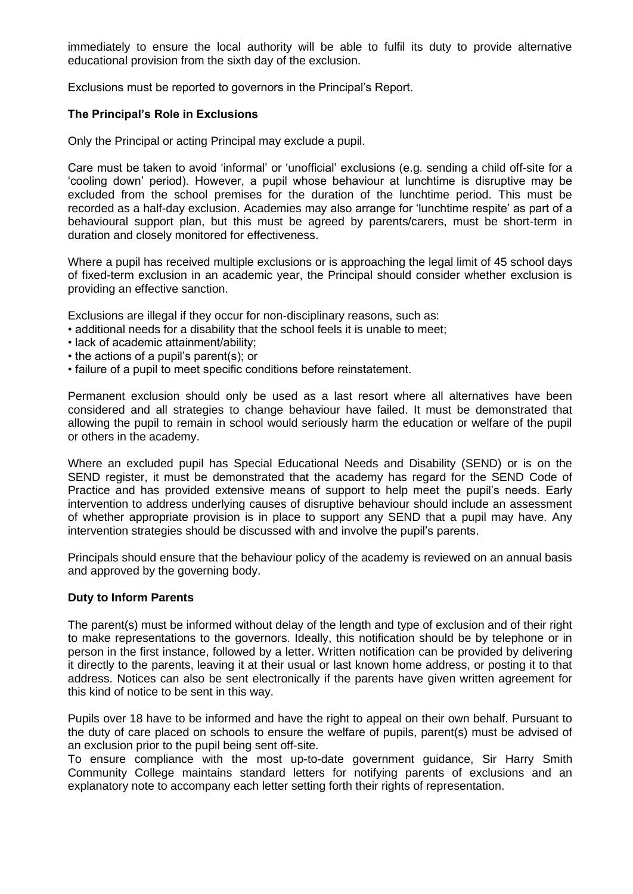immediately to ensure the local authority will be able to fulfil its duty to provide alternative educational provision from the sixth day of the exclusion.

Exclusions must be reported to governors in the Principal's Report.

**The Principal's Role in Exclusions**

Only the Principal or acting Principal may exclude a pupil.

Care must be taken to avoid 'informal' or 'unofficial' exclusions (e.g. sending a child off-site for a 'cooling down' period). However, a pupil whose behaviour at lunchtime is disruptive may be excluded from the school premises for the duration of the lunchtime period. This must be recorded as a half-day exclusion. Academies may also arrange for 'lunchtime respite' as part of a behavioural support plan, but this must be agreed by parents/carers, must be short-term in duration and closely monitored for effectiveness.

Where a pupil has received multiple exclusions or is approaching the legal limit of 45 school days of fixed-term exclusion in an academic year, the Principal should consider whether exclusion is providing an effective sanction.

Exclusions are illegal if they occur for non-disciplinary reasons, such as:

- additional needs for a disability that the school feels it is unable to meet;
- lack of academic attainment/ability;
- the actions of a pupil's parent(s); or
- failure of a pupil to meet specific conditions before reinstatement.

Permanent exclusion should only be used as a last resort where all alternatives have been considered and all strategies to change behaviour have failed. It must be demonstrated that allowing the pupil to remain in school would seriously harm the education or welfare of the pupil or others in the academy.

Where an excluded pupil has Special Educational Needs and Disability (SEND) or is on the SEND register, it must be demonstrated that the academy has regard for the SEND Code of Practice and has provided extensive means of support to help meet the pupil's needs. Early intervention to address underlying causes of disruptive behaviour should include an assessment of whether appropriate provision is in place to support any SEND that a pupil may have. Any intervention strategies should be discussed with and involve the pupil's parents.

Principals should ensure that the behaviour policy of the academy is reviewed on an annual basis and approved by the governing body.

**Duty to Inform Parents**

The parent(s) must be informed without delay of the length and type of exclusion and of their right to make representations to the governors. Ideally, this notification should be by telephone or in person in the first instance, followed by a letter. Written notification can be provided by delivering it directly to the parents, leaving it at their usual or last known home address, or posting it to that address. Notices can also be sent electronically if the parents have given written agreement for this kind of notice to be sent in this way.

Pupils over 18 have to be informed and have the right to appeal on their own behalf. Pursuant to the duty of care placed on schools to ensure the welfare of pupils, parent(s) must be advised of an exclusion prior to the pupil being sent off-site.

To ensure compliance with the most up-to-date government guidance, Sir Harry Smith Community College maintains standard letters for notifying parents of exclusions and an explanatory note to accompany each letter setting forth their rights of representation.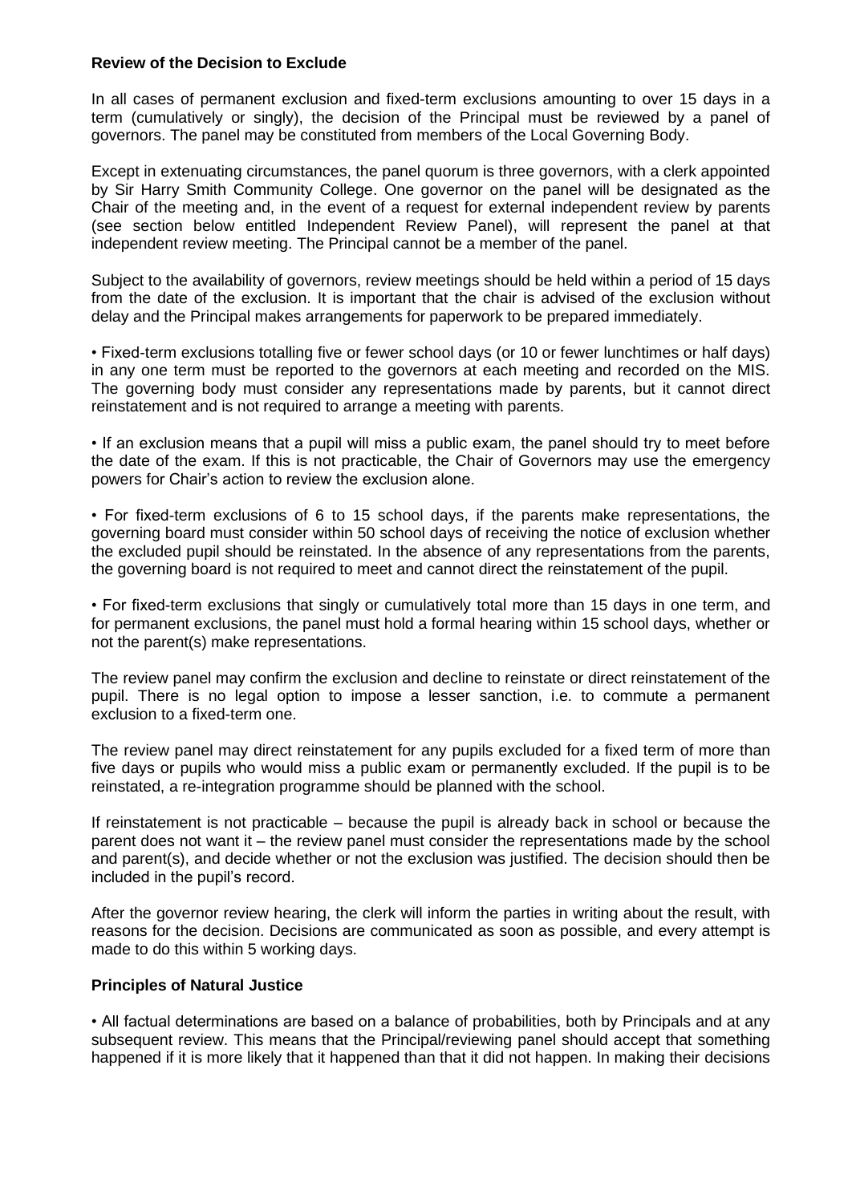**Review of the Decision to Exclude**

In all cases of permanent exclusion and fixed-term exclusions amounting to over 15 days in a term (cumulatively or singly), the decision of the Principal must be reviewed by a panel of governors. The panel may be constituted from members of the Local Governing Body.

Except in extenuating circumstances, the panel quorum is three governors, with a clerk appointed by Sir Harry Smith Community College. One governor on the panel will be designated as the Chair of the meeting and, in the event of a request for external independent review by parents (see section below entitled Independent Review Panel), will represent the panel at that independent review meeting. The Principal cannot be a member of the panel.

Subject to the availability of governors, review meetings should be held within a period of 15 days from the date of the exclusion. It is important that the chair is advised of the exclusion without delay and the Principal makes arrangements for paperwork to be prepared immediately.

- Fixed-term exclusions totalling five or fewer school days (or 10 or fewer lunchtimes or half days) in any one term must be reported to the governors at each meeting and recorded on the MIS. The governing body must consider any representations made by parents, but it cannot direct reinstatement and is not required to arrange a meeting with parents.

- If an exclusion means that a pupil will miss a public exam, the panel should try to meet before the date of the exam. If this is not practicable, the Chair of Governors may use the emergency powers for Chair's action to review the exclusion alone.

- For fixed-term exclusions of 6 to 15 school days, if the parents make representations, the governing board must consider within 50 school days of receiving the notice of exclusion whether the excluded pupil should be reinstated. In the absence of any representations from the parents, the governing board is not required to meet and cannot direct the reinstatement of the pupil.

- For fixed-term exclusions that singly or cumulatively total more than 15 days in one term, and for permanent exclusions, the panel must hold a formal hearing within 15 school days, whether or not the parent(s) make representations.

The review panel may confirm the exclusion and decline to reinstate or direct reinstatement of the pupil. There is no legal option to impose a lesser sanction, i.e. to commute a permanent exclusion to a fixed-term one.

The review panel may direct reinstatement for any pupils excluded for a fixed term of more than five days or pupils who would miss a public exam or permanently excluded. If the pupil is to be reinstated, a re-integration programme should be planned with the school.

If reinstatement is not practicable – because the pupil is already back in school or because the parent does not want it – the review panel must consider the representations made by the school and parent(s), and decide whether or not the exclusion was justified. The decision should then be included in the pupil's record.

After the governor review hearing, the clerk will inform the parties in writing about the result, with reasons for the decision. Decisions are communicated as soon as possible, and every attempt is made to do this within 5 working days.

**Principles of Natural Justice**

- All factual determinations are based on a balance of probabilities, both by Principals and at any subsequent review. This means that the Principal/reviewing panel should accept that something happened if it is more likely that it happened than that it did not happen. In making their decisions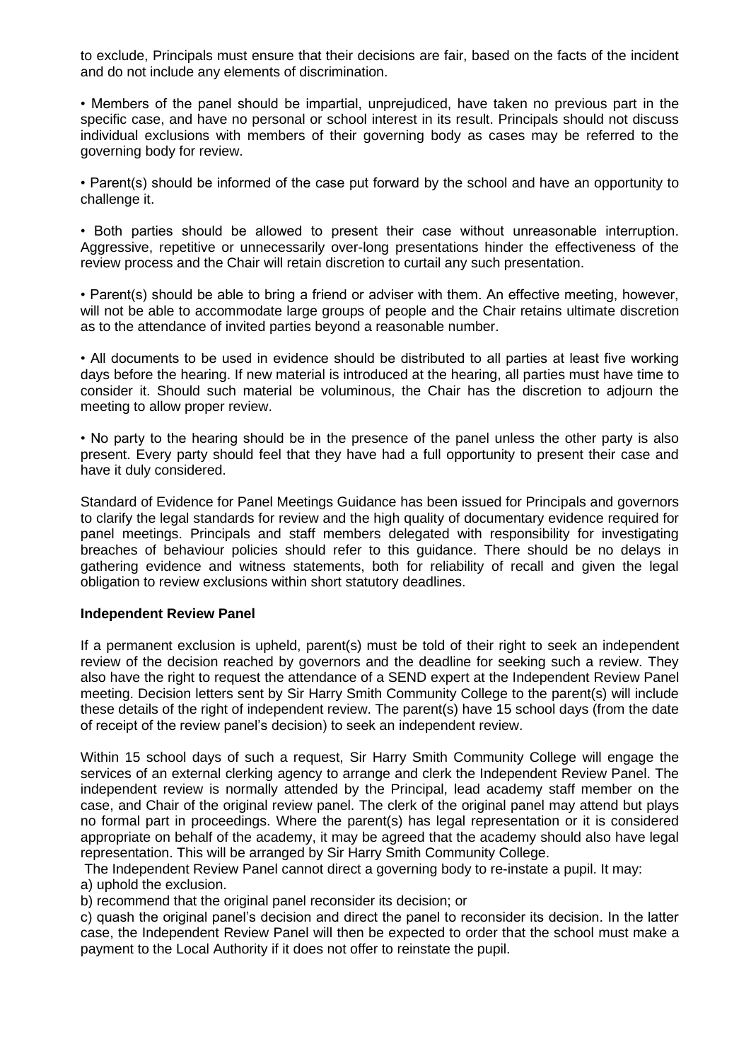to exclude, Principals must ensure that their decisions are fair, based on the facts of the incident and do not include any elements of discrimination.

- Members of the panel should be impartial, unprejudiced, have taken no previous part in the specific case, and have no personal or school interest in its result. Principals should not discuss individual exclusions with members of their governing body as cases may be referred to the governing body for review.

- Parent(s) should be informed of the case put forward by the school and have an opportunity to challenge it.

- Both parties should be allowed to present their case without unreasonable interruption. Aggressive, repetitive or unnecessarily over-long presentations hinder the effectiveness of the review process and the Chair will retain discretion to curtail any such presentation.

- Parent(s) should be able to bring a friend or adviser with them. An effective meeting, however, will not be able to accommodate large groups of people and the Chair retains ultimate discretion as to the attendance of invited parties beyond a reasonable number.

- All documents to be used in evidence should be distributed to all parties at least five working days before the hearing. If new material is introduced at the hearing, all parties must have time to consider it. Should such material be voluminous, the Chair has the discretion to adjourn the meeting to allow proper review.

- No party to the hearing should be in the presence of the panel unless the other party is also present. Every party should feel that they have had a full opportunity to present their case and have it duly considered.

Standard of Evidence for Panel Meetings Guidance has been issued for Principals and governors to clarify the legal standards for review and the high quality of documentary evidence required for panel meetings. Principals and staff members delegated with responsibility for investigating breaches of behaviour policies should refer to this guidance. There should be no delays in gathering evidence and witness statements, both for reliability of recall and given the legal obligation to review exclusions within short statutory deadlines.

**Independent Review Panel**

If a permanent exclusion is upheld, parent(s) must be told of their right to seek an independent review of the decision reached by governors and the deadline for seeking such a review. They also have the right to request the attendance of a SEND expert at the Independent Review Panel meeting. Decision letters sent by Sir Harry Smith Community College to the parent(s) will include these details of the right of independent review. The parent(s) have 15 school days (from the date of receipt of the review panel's decision) to seek an independent review.

Within 15 school days of such a request, Sir Harry Smith Community College will engage the services of an external clerking agency to arrange and clerk the Independent Review Panel. The independent review is normally attended by the Principal, lead academy staff member on the case, and Chair of the original review panel. The clerk of the original panel may attend but plays no formal part in proceedings. Where the parent(s) has legal representation or it is considered appropriate on behalf of the academy, it may be agreed that the academy should also have legal representation. This will be arranged by Sir Harry Smith Community College.

The Independent Review Panel cannot direct a governing body to re-instate a pupil. It may:

a) uphold the exclusion.

b) recommend that the original panel reconsider its decision; or

c) quash the original panel's decision and direct the panel to reconsider its decision. In the latter case, the Independent Review Panel will then be expected to order that the school must make a payment to the Local Authority if it does not offer to reinstate the pupil.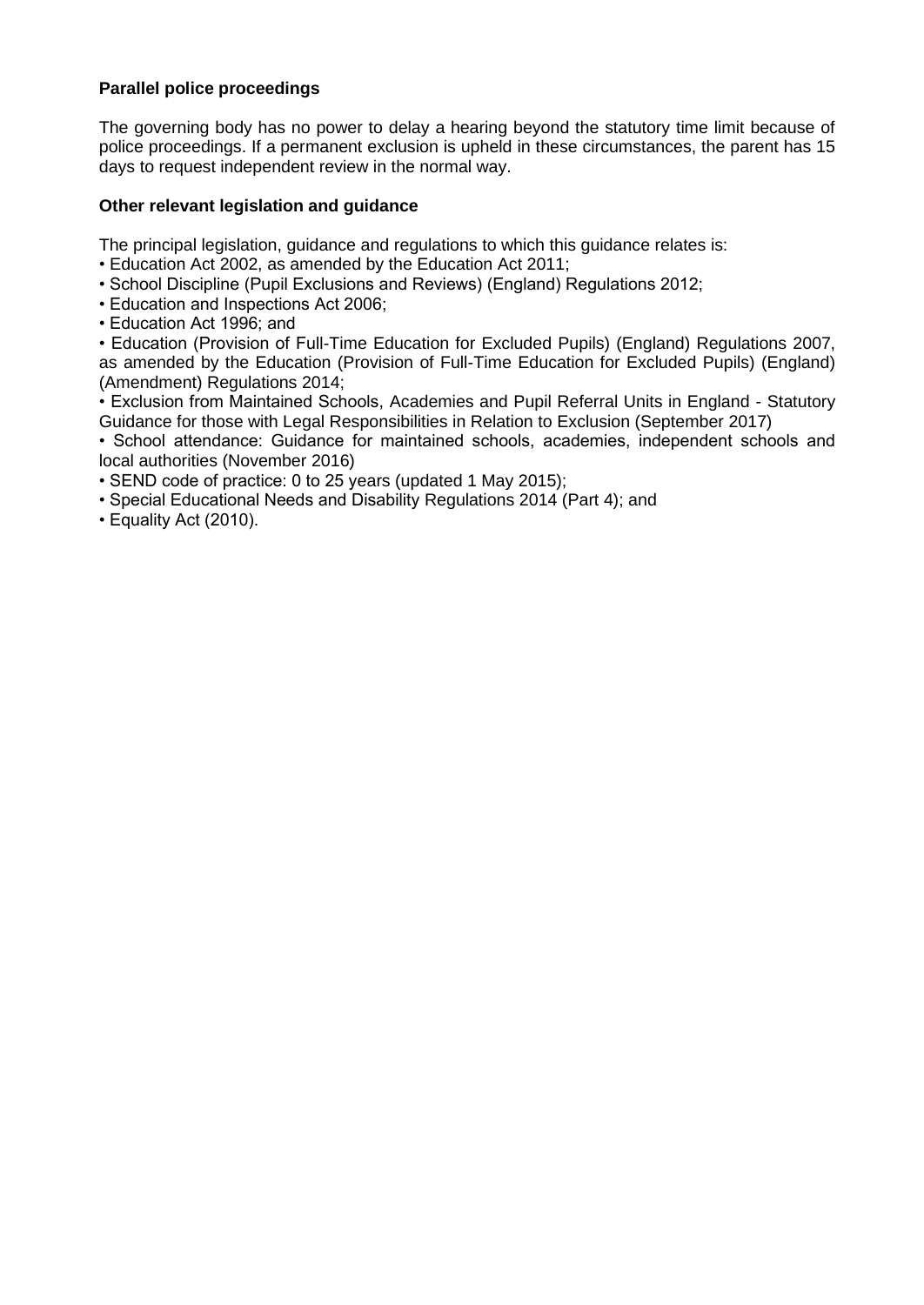**Parallel police proceedings**

The governing body has no power to delay a hearing beyond the statutory time limit because of police proceedings. If a permanent exclusion is upheld in these circumstances, the parent has 15 days to request independent review in the normal way.

**Other relevant legislation and guidance**

The principal legislation, guidance and regulations to which this guidance relates is:

- Education Act 2002, as amended by the Education Act 2011;
- School Discipline (Pupil Exclusions and Reviews) (England) Regulations 2012;
- Education and Inspections Act 2006;
- Education Act 1996; and
- Education (Provision of Full-Time Education for Excluded Pupils) (England) Regulations 2007, as amended by the Education (Provision of Full-Time Education for Excluded Pupils) (England) (Amendment) Regulations 2014;
- Exclusion from Maintained Schools, Academies and Pupil Referral Units in England - Statutory Guidance for those with Legal Responsibilities in Relation to Exclusion (September 2017)
- School attendance: Guidance for maintained schools, academies, independent schools and local authorities (November 2016)
- SEND code of practice: 0 to 25 years (updated 1 May 2015);
- Special Educational Needs and Disability Regulations 2014 (Part 4); and
- Equality Act (2010).